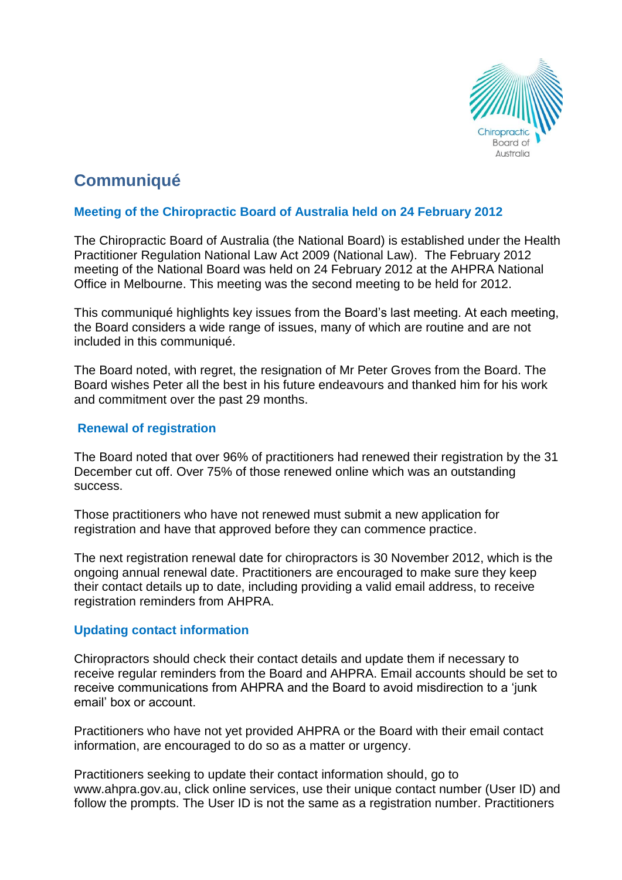# Communiqué

## Meeting of the Chiropractic Board of Australia held on 24 February 2012

The Chiropractic Board of Australia (the National Board) is established under the Health Practitioner Regulation National Law Act 2009 (National Law). The February 2012 meeting of the National Board was held on 24 February 2012 at the AHPRA National Office in Melbourne. This meeting was the second meeting to be held for 2012.

This communiqué highlights key issues from the Board's last meeting. At each meeting, the Board considers a wide range of issues, many of which are routine and are not included in this communiqué.

The Board noted, with regret, the resignation of Mr Peter Groves from the Board. The Board wishes Peter all the best in his future endeavours and thanked him for his work and commitment over the past 29 months.

### Renewal of registration

The Board noted that over 96% of practitioners had renewed their registration by the 31 December cut off. Over 75% of those renewed online which was an outstanding success.

Those practitioners who have not renewed must submit a new application for registration and have that approved before they can commence practice.

The next registration renewal date for chiropractors is 30 November 2012, which is the ongoing annual renewal date. Practitioners are encouraged to make sure they keep their contact details up to date, including providing a valid email address, to receive registration reminders from AHPRA.

### Updating contact information

Chiropractors should check their contact details and update them if necessary to receive regular reminders from the Board and AHPRA. Email accounts should be set to receive communications from AHPRA and the Board to avoid misdirection to a 'junk email' box or account.

Practitioners who have not yet provided AHPRA or the Board with their email contact information, are encouraged to do so as a matter or urgency.

Practitioners seeking to update their contact information should, go to www.ahpra.gov.au, click online services, use their unique contact number (User ID) and follow the prompts. The User ID is not the same as a registration number. Practitioners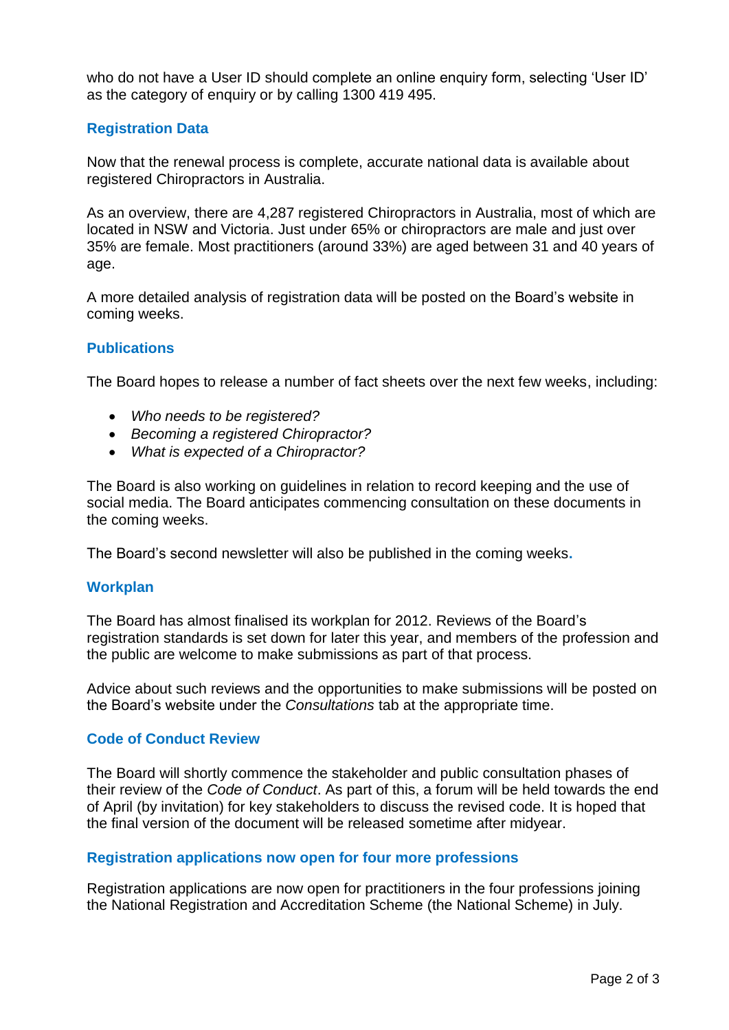who do not have a User ID should complete an online enquiry form, selecting 'User ID' as the category of enquiry or by calling 1300 419 495.

## Registration Data

Now that the renewal process is complete, accurate national data is available about registered Chiropractors in Australia.

As an overview, there are 4,287 registered Chiropractors in Australia, most of which are located in NSW and Victoria. Just under 65% or chiropractors are male and just over 35% are female. Most practitioners (around 33%) are aged between 31 and 40 years of age.

A more detailed analysis of registration data will be posted on the Board's website in coming weeks.

## Publications

The Board hopes to release a number of fact sheets over the next few weeks, including:

- *Who needs to be registered?*
- *Becoming a registered Chiropractor?*
- *What is expected of a Chiropractor?*

The Board is also working on guidelines in relation to record keeping and the use of social media. The Board anticipates commencing consultation on these documents in the coming weeks.

The Board's second newsletter will also be published in the coming weeks.

## Workplan

The Board has almost finalised its workplan for 2012. Reviews of the Board's registration standards is set down for later this year, and members of the profession and the public are welcome to make submissions as part of that process.

Advice about such reviews and the opportunities to make submissions will be posted on the Board's website under the *Consultations* tab at the appropriate time.

## Code of Conduct Review

The Board will shortly commence the stakeholder and public consultation phases of their review of the *Code of Conduct*. As part of this, a forum will be held towards the end of April (by invitation) for key stakeholders to discuss the revised code. It is hoped that the final version of the document will be released sometime after midyear.

## Registration applications now open for four more professions

Registration applications are now open for practitioners in the four professions joining the National Registration and Accreditation Scheme (the National Scheme) in July.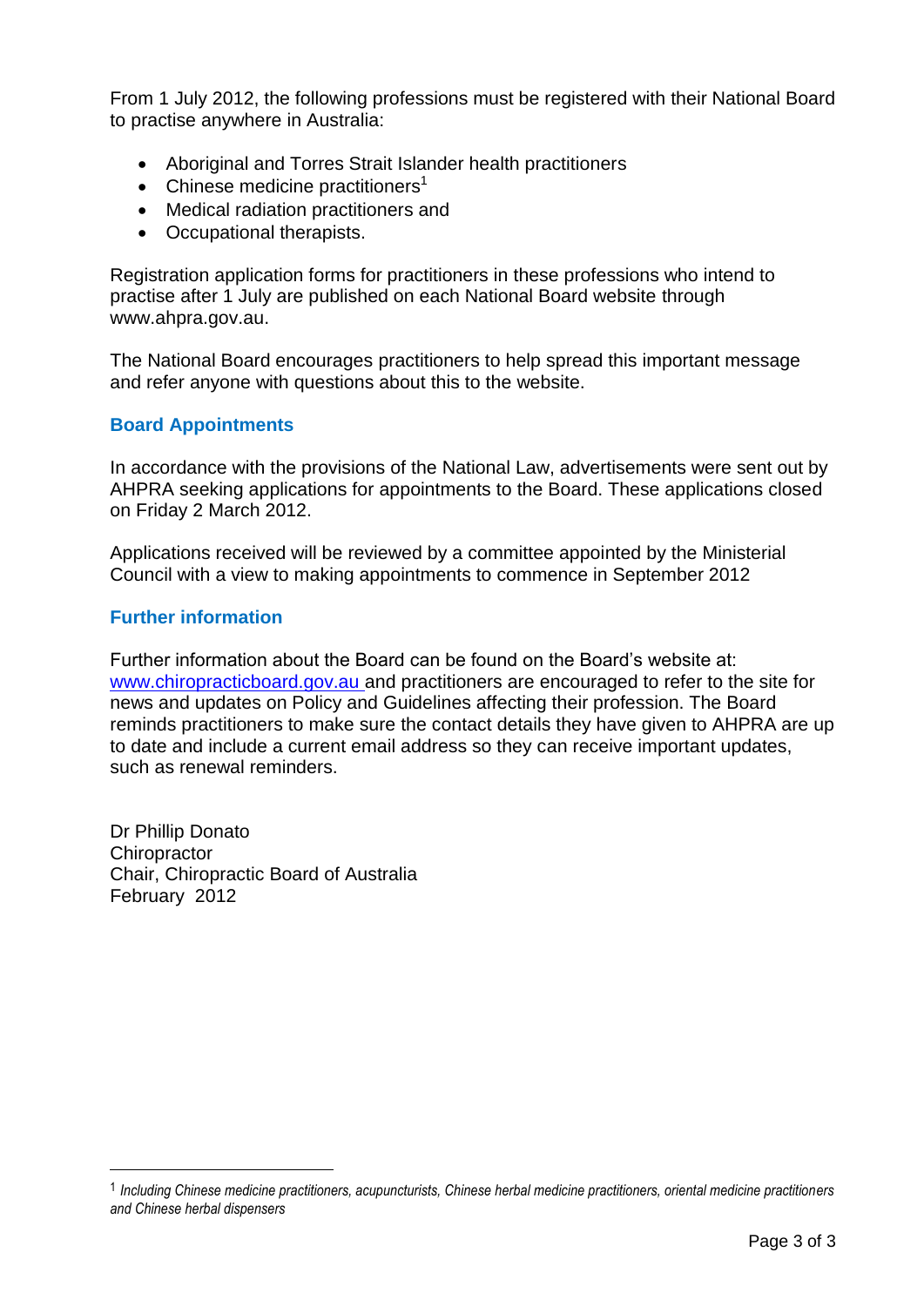From 1 July 2012, the following professions must be registered with their National Board to practise anywhere in Australia:

- Aboriginal and Torres Strait Islander health practitioners
- Chinese medicine practitioners[1]
- Medical radiation practitioners and
- Occupational therapists.

Registration application forms for practitioners in these professions who intend to practise after 1 July are published on each National Board website through www.ahpra.gov.au.

The National Board encourages practitioners to help spread this important message and refer anyone with questions about this to the website.

## Board Appointments

In accordance with the provisions of the National Law, advertisements were sent out by AHPRA seeking applications for appointments to the Board. These applications closed on Friday 2 March 2012.

Applications received will be reviewed by a committee appointed by the Ministerial Council with a view to making appointments to commence in September 2012

## Further information

Further information about the Board can be found on the Board's website at: [www.chiropracticboard.gov.au](http://www.chiropracticboard.gov.au) and practitioners are encouraged to refer to the site for news and updates on Policy and Guidelines affecting their profession. The Board reminds practitioners to make sure the contact details they have given to AHPRA are up to date and include a current email address so they can receive important updates, such as renewal reminders.

Dr Phillip Donato  
Chiropractor  
Chair, Chiropractic Board of Australia  
February 2012

---

[1] *Including Chinese medicine practitioners, acupuncturists, Chinese herbal medicine practitioners, oriental medicine practitioners and Chinese herbal dispensers*